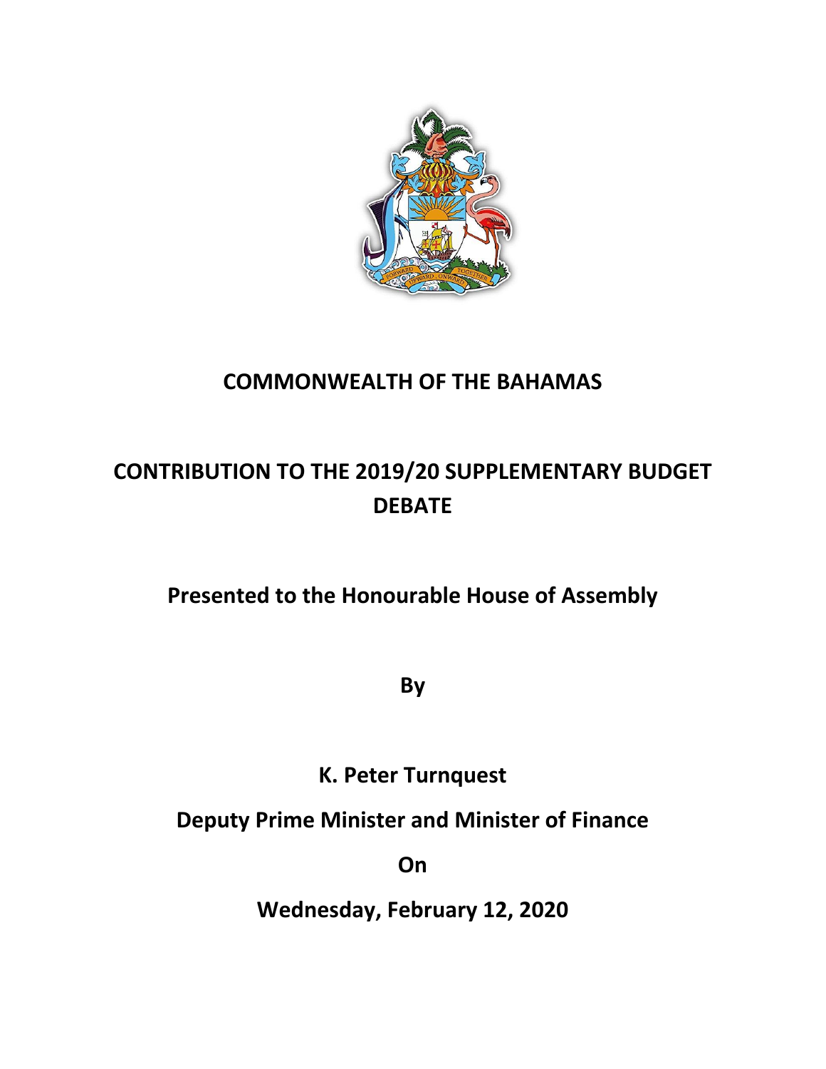# COMMONWEALTH OF THE BAHAMAS

## CONTRIBUTION TO THE 2019/20 SUPPLEMENTARY BUDGET DEBATE

**Presented to the Honourable House of Assembly**

**By**

**K. Peter Turnquest**

**Deputy Prime Minister and Minister of Finance**

**On**

**Wednesday, February 12, 2020**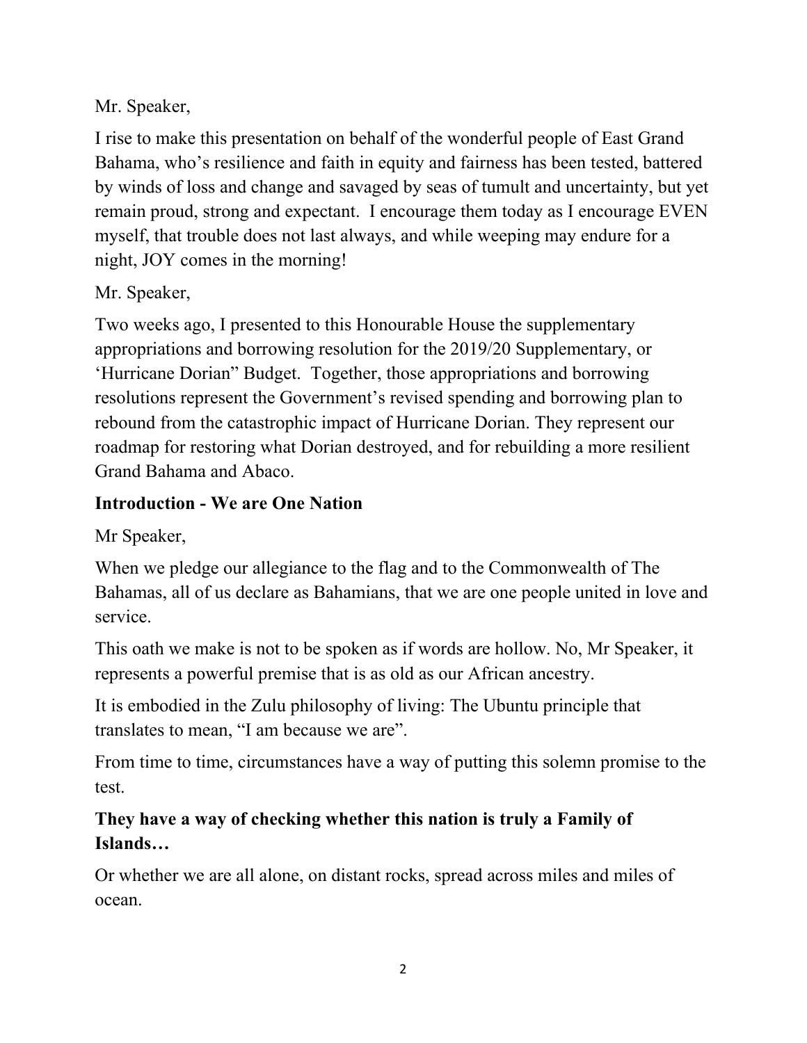Mr. Speaker,

I rise to make this presentation on behalf of the wonderful people of East Grand Bahama, who's resilience and faith in equity and fairness has been tested, battered by winds of loss and change and savaged by seas of tumult and uncertainty, but yet remain proud, strong and expectant. I encourage them today as I encourage EVEN myself, that trouble does not last always, and while weeping may endure for a night, JOY comes in the morning!

Mr. Speaker,

Two weeks ago, I presented to this Honourable House the supplementary appropriations and borrowing resolution for the 2019/20 Supplementary, or 'Hurricane Dorian" Budget. Together, those appropriations and borrowing resolutions represent the Government's revised spending and borrowing plan to rebound from the catastrophic impact of Hurricane Dorian. They represent our roadmap for restoring what Dorian destroyed, and for rebuilding a more resilient Grand Bahama and Abaco.

**Introduction - We are One Nation**

Mr Speaker,

When we pledge our allegiance to the flag and to the Commonwealth of The Bahamas, all of us declare as Bahamians, that we are one people united in love and service.

This oath we make is not to be spoken as if words are hollow. No, Mr Speaker, it represents a powerful premise that is as old as our African ancestry.

It is embodied in the Zulu philosophy of living: The Ubuntu principle that translates to mean, "I am because we are".

From time to time, circumstances have a way of putting this solemn promise to the test.

**They have a way of checking whether this nation is truly a Family of Islands…**

Or whether we are all alone, on distant rocks, spread across miles and miles of ocean.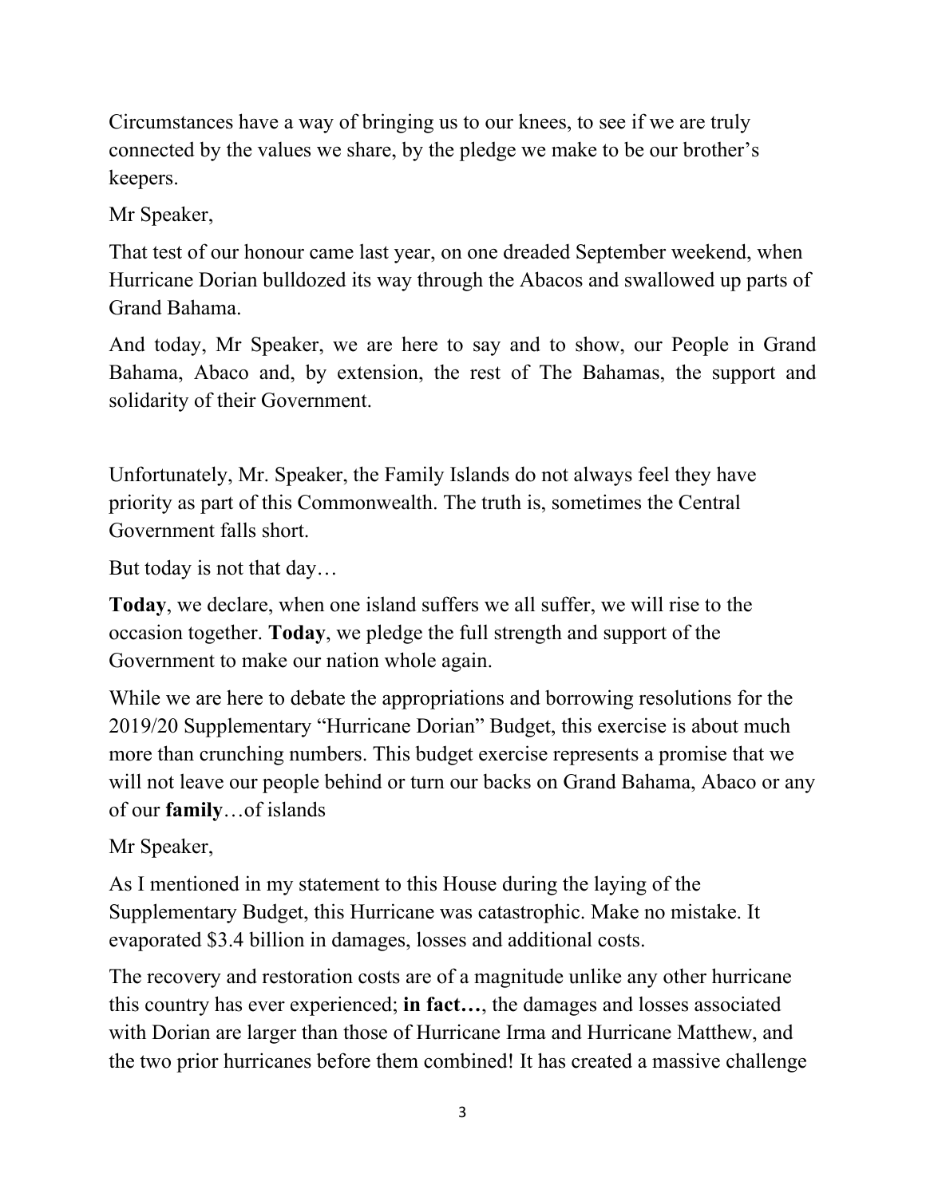Circumstances have a way of bringing us to our knees, to see if we are truly connected by the values we share, by the pledge we make to be our brother's keepers.

Mr Speaker,

That test of our honour came last year, on one dreaded September weekend, when Hurricane Dorian bulldozed its way through the Abacos and swallowed up parts of Grand Bahama.

And today, Mr Speaker, we are here to say and to show, our People in Grand Bahama, Abaco and, by extension, the rest of The Bahamas, the support and solidarity of their Government.

Unfortunately, Mr. Speaker, the Family Islands do not always feel they have priority as part of this Commonwealth. The truth is, sometimes the Central Government falls short.

But today is not that day…

**Today**, we declare, when one island suffers we all suffer, we will rise to the occasion together. **Today**, we pledge the full strength and support of the Government to make our nation whole again.

While we are here to debate the appropriations and borrowing resolutions for the 2019/20 Supplementary "Hurricane Dorian" Budget, this exercise is about much more than crunching numbers. This budget exercise represents a promise that we will not leave our people behind or turn our backs on Grand Bahama, Abaco or any of our **family**…of islands

Mr Speaker,

As I mentioned in my statement to this House during the laying of the Supplementary Budget, this Hurricane was catastrophic. Make no mistake. It evaporated $3.4 billion in damages, losses and additional costs.

The recovery and restoration costs are of a magnitude unlike any other hurricane this country has ever experienced; **in fact…**, the damages and losses associated with Dorian are larger than those of Hurricane Irma and Hurricane Matthew, and the two prior hurricanes before them combined! It has created a massive challenge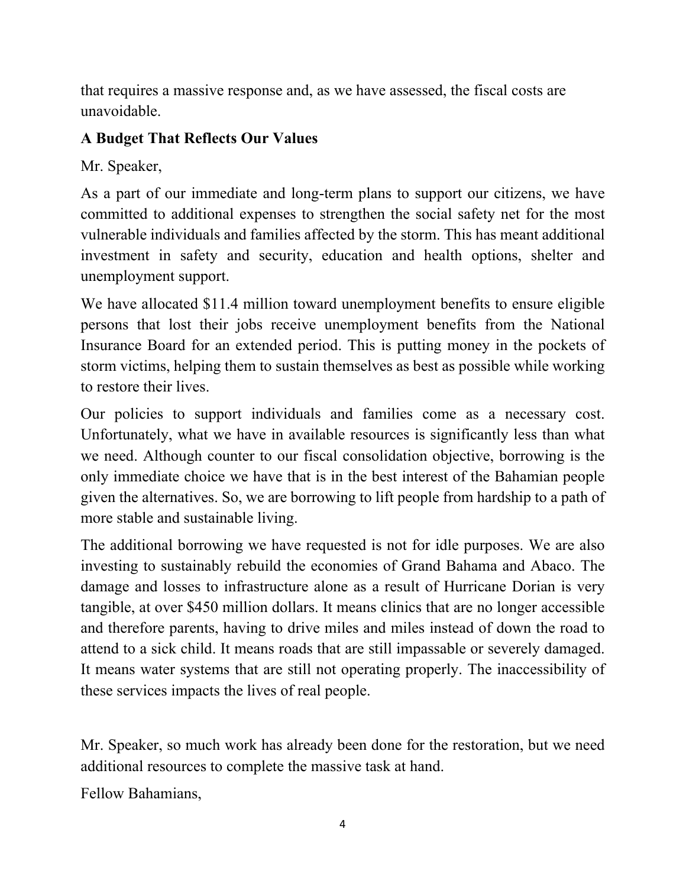that requires a massive response and, as we have assessed, the fiscal costs are unavoidable.

**A Budget That Reflects Our Values**

Mr. Speaker,

As a part of our immediate and long-term plans to support our citizens, we have committed to additional expenses to strengthen the social safety net for the most vulnerable individuals and families affected by the storm. This has meant additional investment in safety and security, education and health options, shelter and unemployment support.

We have allocated $11.4 million toward unemployment benefits to ensure eligible persons that lost their jobs receive unemployment benefits from the National Insurance Board for an extended period. This is putting money in the pockets of storm victims, helping them to sustain themselves as best as possible while working to restore their lives.

Our policies to support individuals and families come as a necessary cost. Unfortunately, what we have in available resources is significantly less than what we need. Although counter to our fiscal consolidation objective, borrowing is the only immediate choice we have that is in the best interest of the Bahamian people given the alternatives. So, we are borrowing to lift people from hardship to a path of more stable and sustainable living.

The additional borrowing we have requested is not for idle purposes. We are also investing to sustainably rebuild the economies of Grand Bahama and Abaco. The damage and losses to infrastructure alone as a result of Hurricane Dorian is very tangible, at over $450 million dollars. It means clinics that are no longer accessible and therefore parents, having to drive miles and miles instead of down the road to attend to a sick child. It means roads that are still impassable or severely damaged. It means water systems that are still not operating properly. The inaccessibility of these services impacts the lives of real people.

Mr. Speaker, so much work has already been done for the restoration, but we need additional resources to complete the massive task at hand.

Fellow Bahamians,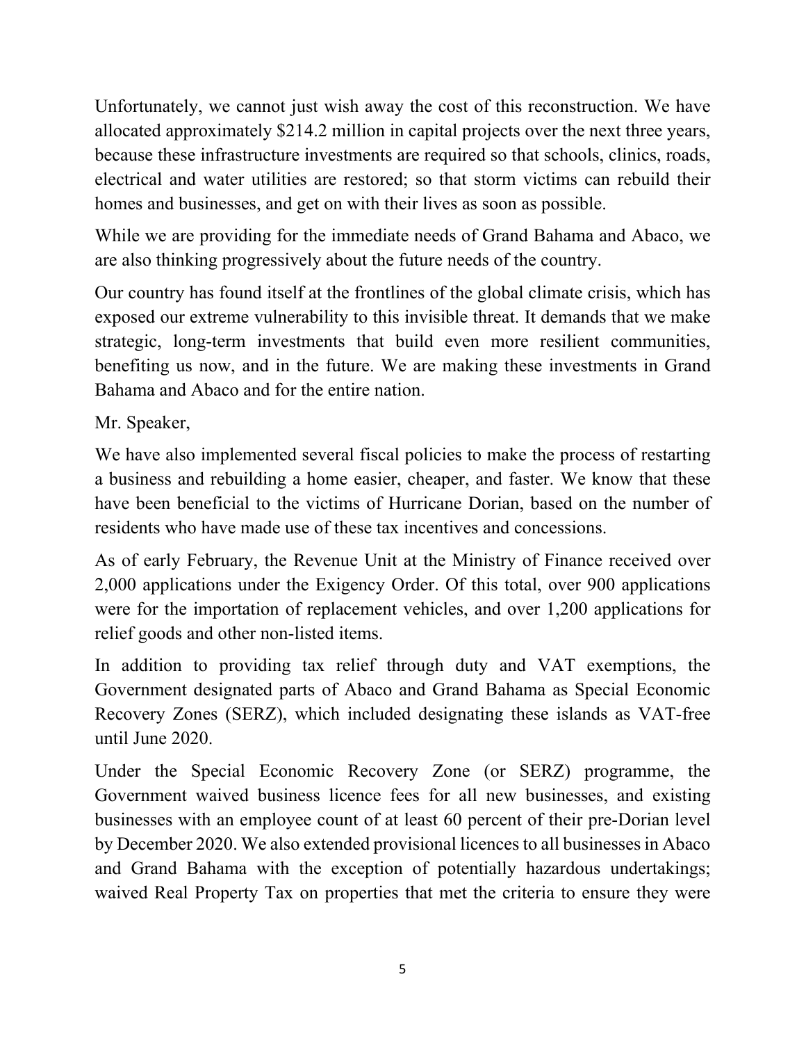Unfortunately, we cannot just wish away the cost of this reconstruction. We have allocated approximately $214.2 million in capital projects over the next three years, because these infrastructure investments are required so that schools, clinics, roads, electrical and water utilities are restored; so that storm victims can rebuild their homes and businesses, and get on with their lives as soon as possible.

While we are providing for the immediate needs of Grand Bahama and Abaco, we are also thinking progressively about the future needs of the country.

Our country has found itself at the frontlines of the global climate crisis, which has exposed our extreme vulnerability to this invisible threat. It demands that we make strategic, long-term investments that build even more resilient communities, benefiting us now, and in the future. We are making these investments in Grand Bahama and Abaco and for the entire nation.

Mr. Speaker,

We have also implemented several fiscal policies to make the process of restarting a business and rebuilding a home easier, cheaper, and faster. We know that these have been beneficial to the victims of Hurricane Dorian, based on the number of residents who have made use of these tax incentives and concessions.

As of early February, the Revenue Unit at the Ministry of Finance received over 2,000 applications under the Exigency Order. Of this total, over 900 applications were for the importation of replacement vehicles, and over 1,200 applications for relief goods and other non-listed items.

In addition to providing tax relief through duty and VAT exemptions, the Government designated parts of Abaco and Grand Bahama as Special Economic Recovery Zones (SERZ), which included designating these islands as VAT-free until June 2020.

Under the Special Economic Recovery Zone (or SERZ) programme, the Government waived business licence fees for all new businesses, and existing businesses with an employee count of at least 60 percent of their pre-Dorian level by December 2020. We also extended provisional licences to all businesses in Abaco and Grand Bahama with the exception of potentially hazardous undertakings; waived Real Property Tax on properties that met the criteria to ensure they were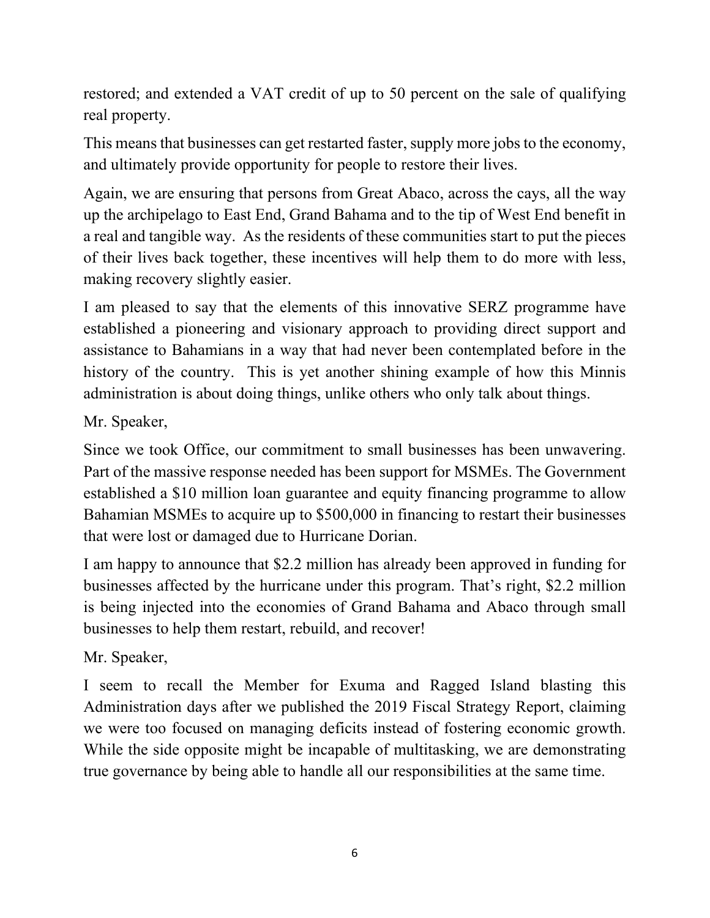restored; and extended a VAT credit of up to 50 percent on the sale of qualifying real property.

This means that businesses can get restarted faster, supply more jobs to the economy, and ultimately provide opportunity for people to restore their lives.

Again, we are ensuring that persons from Great Abaco, across the cays, all the way up the archipelago to East End, Grand Bahama and to the tip of West End benefit in a real and tangible way. As the residents of these communities start to put the pieces of their lives back together, these incentives will help them to do more with less, making recovery slightly easier.

I am pleased to say that the elements of this innovative SERZ programme have established a pioneering and visionary approach to providing direct support and assistance to Bahamians in a way that had never been contemplated before in the history of the country. This is yet another shining example of how this Minnis administration is about doing things, unlike others who only talk about things.

Mr. Speaker,

Since we took Office, our commitment to small businesses has been unwavering. Part of the massive response needed has been support for MSMEs. The Government established a $10 million loan guarantee and equity financing programme to allow Bahamian MSMEs to acquire up to $500,000 in financing to restart their businesses that were lost or damaged due to Hurricane Dorian.

I am happy to announce that $2.2 million has already been approved in funding for businesses affected by the hurricane under this program. That's right, $2.2 million is being injected into the economies of Grand Bahama and Abaco through small businesses to help them restart, rebuild, and recover!

Mr. Speaker,

I seem to recall the Member for Exuma and Ragged Island blasting this Administration days after we published the 2019 Fiscal Strategy Report, claiming we were too focused on managing deficits instead of fostering economic growth. While the side opposite might be incapable of multitasking, we are demonstrating true governance by being able to handle all our responsibilities at the same time.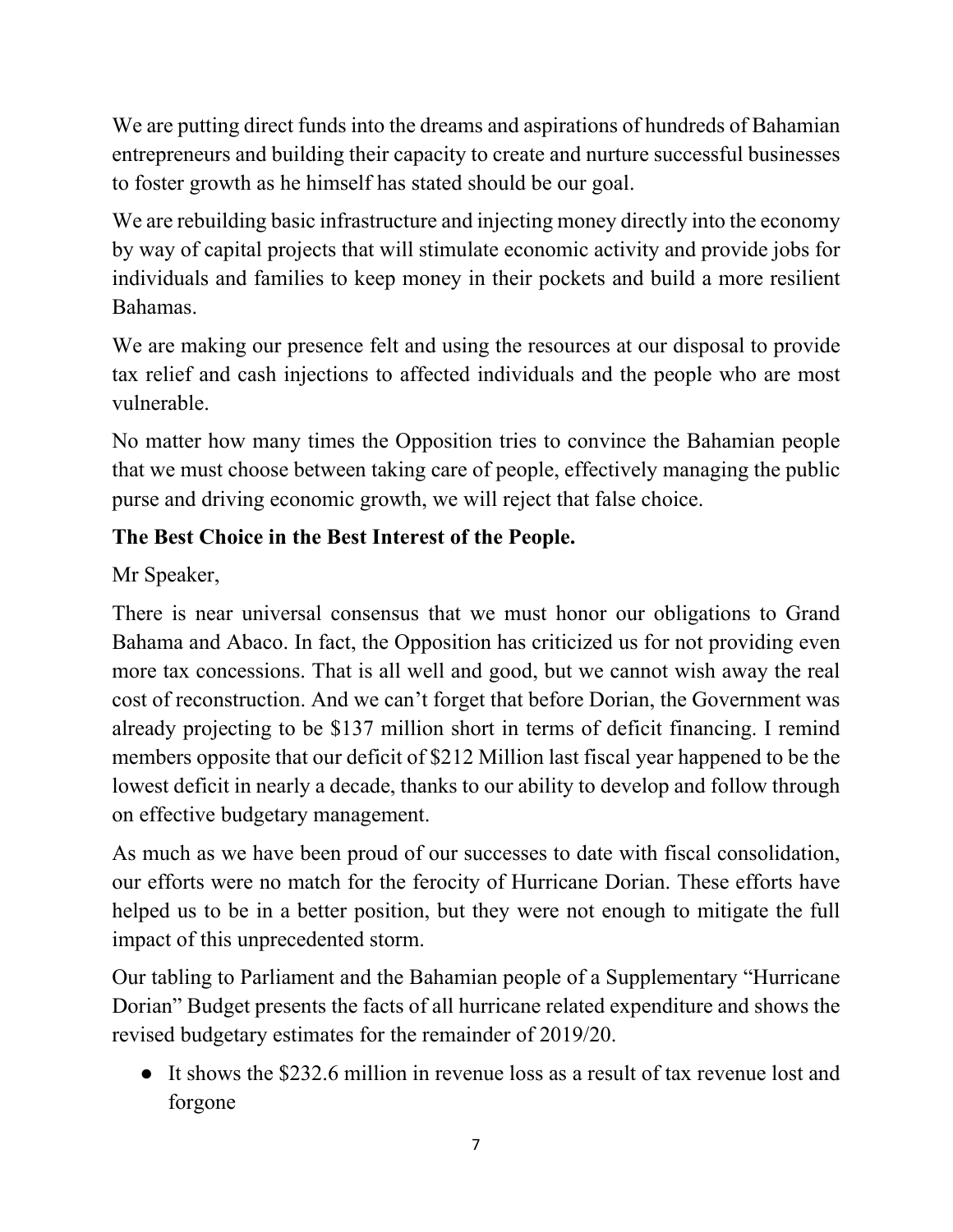We are putting direct funds into the dreams and aspirations of hundreds of Bahamian entrepreneurs and building their capacity to create and nurture successful businesses to foster growth as he himself has stated should be our goal.

We are rebuilding basic infrastructure and injecting money directly into the economy by way of capital projects that will stimulate economic activity and provide jobs for individuals and families to keep money in their pockets and build a more resilient Bahamas.

We are making our presence felt and using the resources at our disposal to provide tax relief and cash injections to affected individuals and the people who are most vulnerable.

No matter how many times the Opposition tries to convince the Bahamian people that we must choose between taking care of people, effectively managing the public purse and driving economic growth, we will reject that false choice.

**The Best Choice in the Best Interest of the People.**

Mr Speaker,

There is near universal consensus that we must honor our obligations to Grand Bahama and Abaco. In fact, the Opposition has criticized us for not providing even more tax concessions. That is all well and good, but we cannot wish away the real cost of reconstruction. And we can't forget that before Dorian, the Government was already projecting to be $137 million short in terms of deficit financing. I remind members opposite that our deficit of $212 Million last fiscal year happened to be the lowest deficit in nearly a decade, thanks to our ability to develop and follow through on effective budgetary management.

As much as we have been proud of our successes to date with fiscal consolidation, our efforts were no match for the ferocity of Hurricane Dorian. These efforts have helped us to be in a better position, but they were not enough to mitigate the full impact of this unprecedented storm.

Our tabling to Parliament and the Bahamian people of a Supplementary "Hurricane Dorian" Budget presents the facts of all hurricane related expenditure and shows the revised budgetary estimates for the remainder of 2019/20.

- It shows the $232.6 million in revenue loss as a result of tax revenue lost and forgone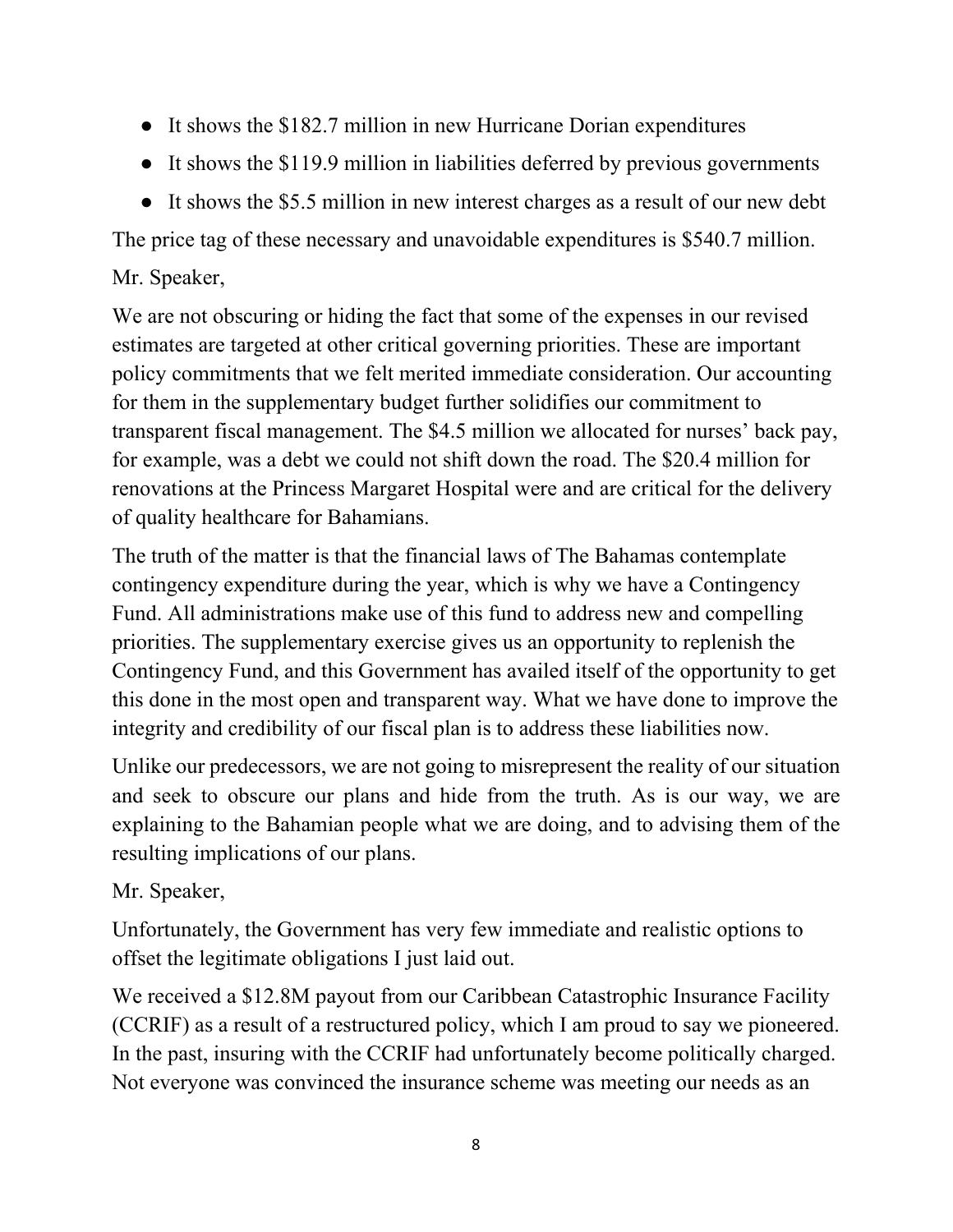- It shows the $182.7 million in new Hurricane Dorian expenditures
- It shows the $119.9 million in liabilities deferred by previous governments
- It shows the $5.5 million in new interest charges as a result of our new debt

The price tag of these necessary and unavoidable expenditures is $540.7 million.

Mr. Speaker,

We are not obscuring or hiding the fact that some of the expenses in our revised estimates are targeted at other critical governing priorities. These are important policy commitments that we felt merited immediate consideration. Our accounting for them in the supplementary budget further solidifies our commitment to transparent fiscal management. The $4.5 million we allocated for nurses' back pay, for example, was a debt we could not shift down the road. The $20.4 million for renovations at the Princess Margaret Hospital were and are critical for the delivery of quality healthcare for Bahamians.

The truth of the matter is that the financial laws of The Bahamas contemplate contingency expenditure during the year, which is why we have a Contingency Fund. All administrations make use of this fund to address new and compelling priorities. The supplementary exercise gives us an opportunity to replenish the Contingency Fund, and this Government has availed itself of the opportunity to get this done in the most open and transparent way. What we have done to improve the integrity and credibility of our fiscal plan is to address these liabilities now.

Unlike our predecessors, we are not going to misrepresent the reality of our situation and seek to obscure our plans and hide from the truth. As is our way, we are explaining to the Bahamian people what we are doing, and to advising them of the resulting implications of our plans.

Mr. Speaker,

Unfortunately, the Government has very few immediate and realistic options to offset the legitimate obligations I just laid out.

We received a $12.8M payout from our Caribbean Catastrophic Insurance Facility (CCRIF) as a result of a restructured policy, which I am proud to say we pioneered. In the past, insuring with the CCRIF had unfortunately become politically charged. Not everyone was convinced the insurance scheme was meeting our needs as an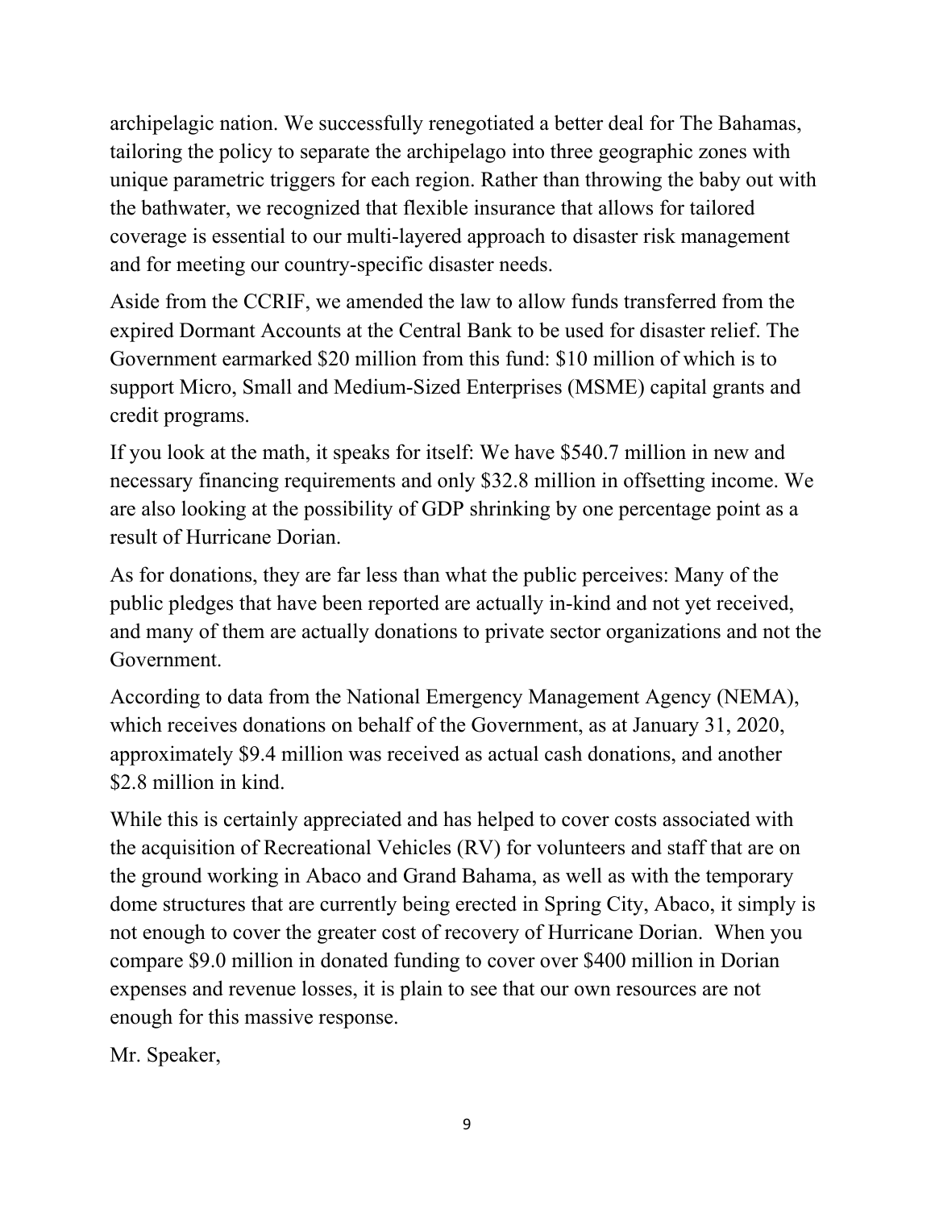archipelagic nation. We successfully renegotiated a better deal for The Bahamas, tailoring the policy to separate the archipelago into three geographic zones with unique parametric triggers for each region. Rather than throwing the baby out with the bathwater, we recognized that flexible insurance that allows for tailored coverage is essential to our multi-layered approach to disaster risk management and for meeting our country-specific disaster needs.

Aside from the CCRIF, we amended the law to allow funds transferred from the expired Dormant Accounts at the Central Bank to be used for disaster relief. The Government earmarked $20 million from this fund: $10 million of which is to support Micro, Small and Medium-Sized Enterprises (MSME) capital grants and credit programs.

If you look at the math, it speaks for itself: We have $540.7 million in new and necessary financing requirements and only $32.8 million in offsetting income. We are also looking at the possibility of GDP shrinking by one percentage point as a result of Hurricane Dorian.

As for donations, they are far less than what the public perceives: Many of the public pledges that have been reported are actually in-kind and not yet received, and many of them are actually donations to private sector organizations and not the Government.

According to data from the National Emergency Management Agency (NEMA), which receives donations on behalf of the Government, as at January 31, 2020, approximately $9.4 million was received as actual cash donations, and another $2.8 million in kind.

While this is certainly appreciated and has helped to cover costs associated with the acquisition of Recreational Vehicles (RV) for volunteers and staff that are on the ground working in Abaco and Grand Bahama, as well as with the temporary dome structures that are currently being erected in Spring City, Abaco, it simply is not enough to cover the greater cost of recovery of Hurricane Dorian. When you compare $9.0 million in donated funding to cover over $400 million in Dorian expenses and revenue losses, it is plain to see that our own resources are not enough for this massive response.

Mr. Speaker,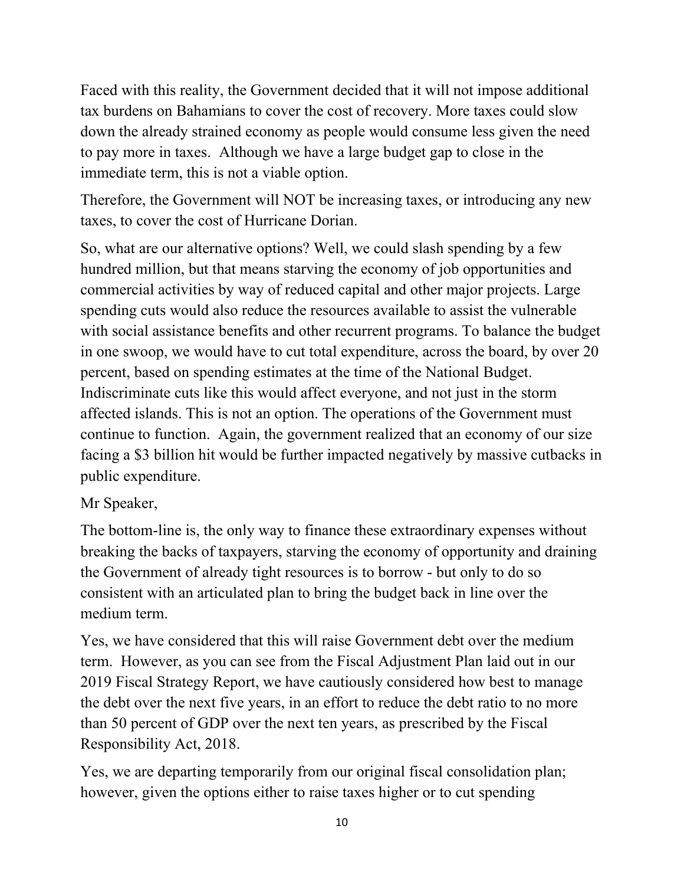Faced with this reality, the Government decided that it will not impose additional tax burdens on Bahamians to cover the cost of recovery. More taxes could slow down the already strained economy as people would consume less given the need to pay more in taxes. Although we have a large budget gap to close in the immediate term, this is not a viable option.

Therefore, the Government will NOT be increasing taxes, or introducing any new taxes, to cover the cost of Hurricane Dorian.

So, what are our alternative options? Well, we could slash spending by a few hundred million, but that means starving the economy of job opportunities and commercial activities by way of reduced capital and other major projects. Large spending cuts would also reduce the resources available to assist the vulnerable with social assistance benefits and other recurrent programs. To balance the budget in one swoop, we would have to cut total expenditure, across the board, by over 20 percent, based on spending estimates at the time of the National Budget. Indiscriminate cuts like this would affect everyone, and not just in the storm affected islands. This is not an option. The operations of the Government must continue to function. Again, the government realized that an economy of our size facing a $3 billion hit would be further impacted negatively by massive cutbacks in public expenditure.

Mr Speaker,

The bottom-line is, the only way to finance these extraordinary expenses without breaking the backs of taxpayers, starving the economy of opportunity and draining the Government of already tight resources is to borrow - but only to do so consistent with an articulated plan to bring the budget back in line over the medium term.

Yes, we have considered that this will raise Government debt over the medium term. However, as you can see from the Fiscal Adjustment Plan laid out in our 2019 Fiscal Strategy Report, we have cautiously considered how best to manage the debt over the next five years, in an effort to reduce the debt ratio to no more than 50 percent of GDP over the next ten years, as prescribed by the Fiscal Responsibility Act, 2018.

Yes, we are departing temporarily from our original fiscal consolidation plan; however, given the options either to raise taxes higher or to cut spending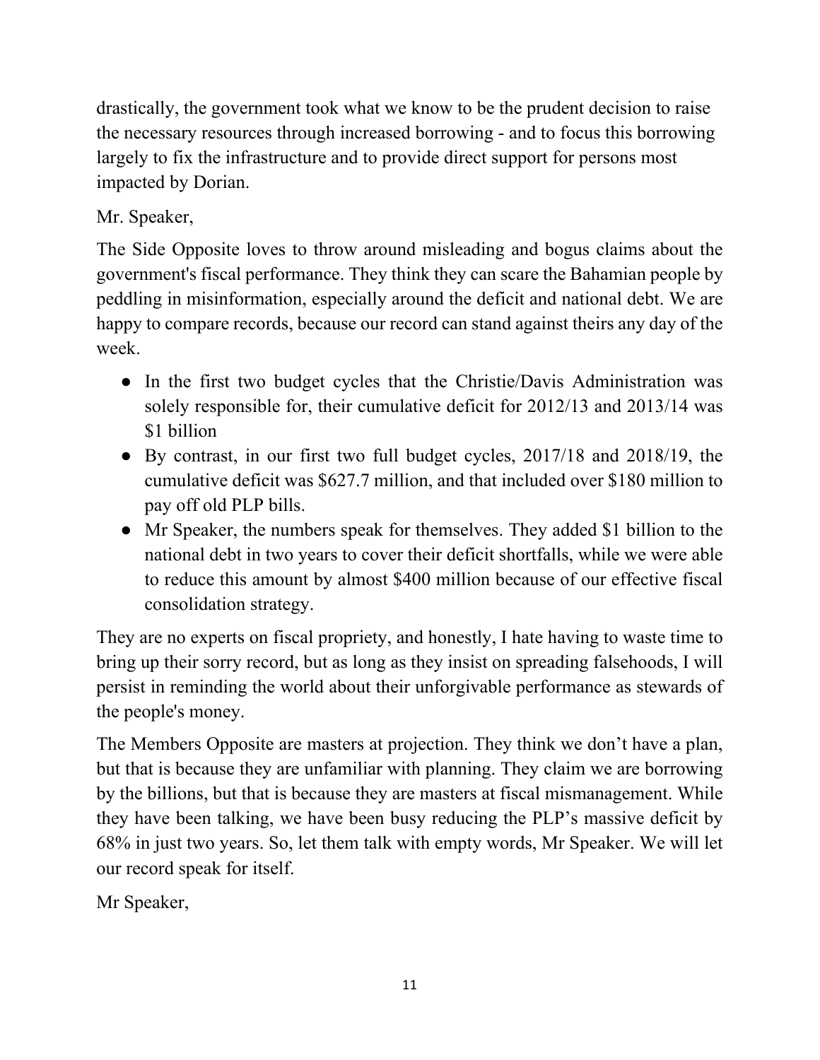drastically, the government took what we know to be the prudent decision to raise the necessary resources through increased borrowing - and to focus this borrowing largely to fix the infrastructure and to provide direct support for persons most impacted by Dorian.

Mr. Speaker,

The Side Opposite loves to throw around misleading and bogus claims about the government's fiscal performance. They think they can scare the Bahamian people by peddling in misinformation, especially around the deficit and national debt. We are happy to compare records, because our record can stand against theirs any day of the week.

- In the first two budget cycles that the Christie/Davis Administration was solely responsible for, their cumulative deficit for 2012/13 and 2013/14 was $1 billion
- By contrast, in our first two full budget cycles, 2017/18 and 2018/19, the cumulative deficit was $627.7 million, and that included over $180 million to pay off old PLP bills.
- Mr Speaker, the numbers speak for themselves. They added $1 billion to the national debt in two years to cover their deficit shortfalls, while we were able to reduce this amount by almost $400 million because of our effective fiscal consolidation strategy.

They are no experts on fiscal propriety, and honestly, I hate having to waste time to bring up their sorry record, but as long as they insist on spreading falsehoods, I will persist in reminding the world about their unforgivable performance as stewards of the people's money.

The Members Opposite are masters at projection. They think we don't have a plan, but that is because they are unfamiliar with planning. They claim we are borrowing by the billions, but that is because they are masters at fiscal mismanagement. While they have been talking, we have been busy reducing the PLP's massive deficit by 68% in just two years. So, let them talk with empty words, Mr Speaker. We will let our record speak for itself.

Mr Speaker,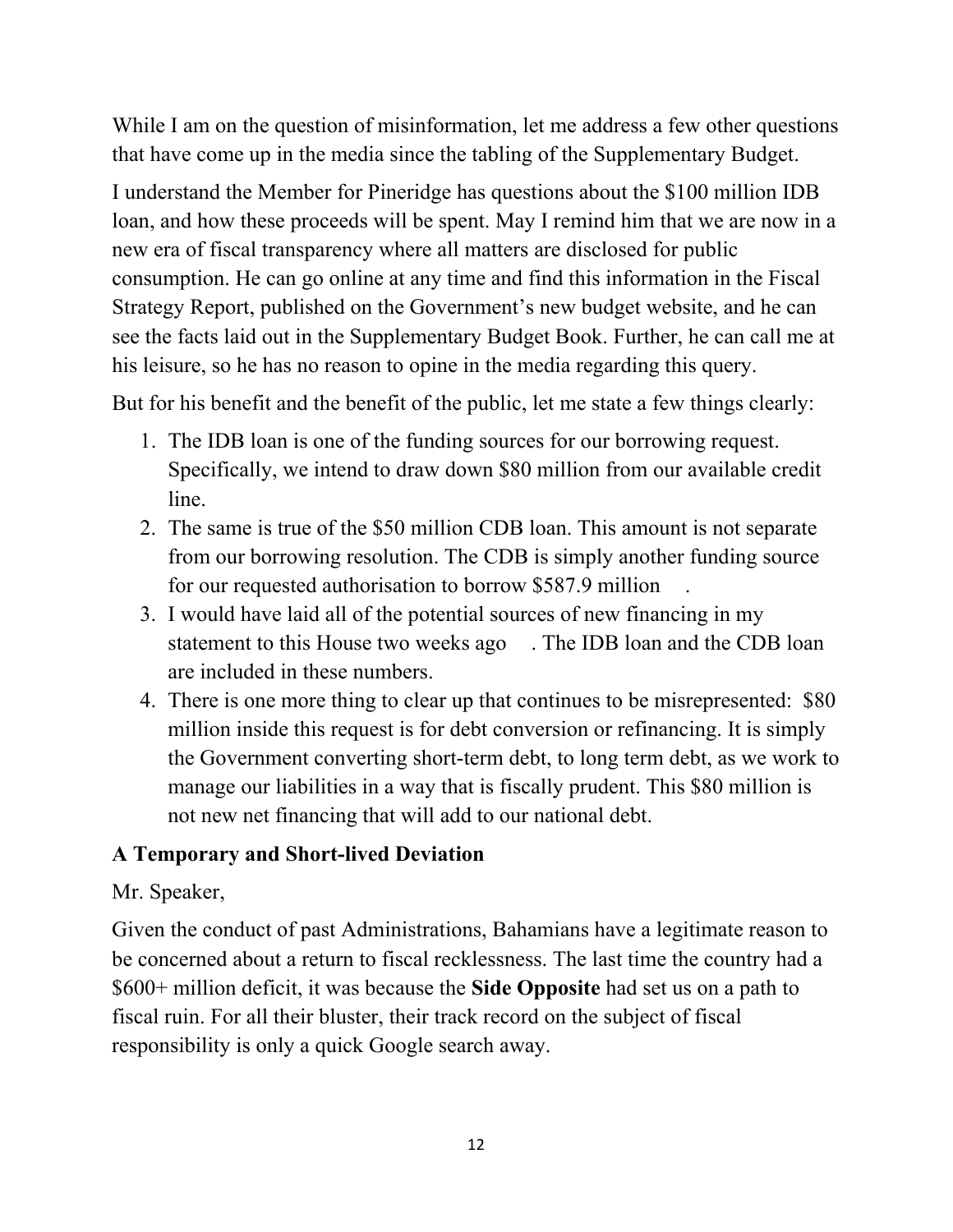While I am on the question of misinformation, let me address a few other questions that have come up in the media since the tabling of the Supplementary Budget.

I understand the Member for Pineridge has questions about the $100 million IDB loan, and how these proceeds will be spent. May I remind him that we are now in a new era of fiscal transparency where all matters are disclosed for public consumption. He can go online at any time and find this information in the Fiscal Strategy Report, published on the Government's new budget website, and he can see the facts laid out in the Supplementary Budget Book. Further, he can call me at his leisure, so he has no reason to opine in the media regarding this query.

But for his benefit and the benefit of the public, let me state a few things clearly:

1. The IDB loan is one of the funding sources for our borrowing request. Specifically, we intend to draw down $80 million from our available credit line.
2. The same is true of the $50 million CDB loan. This amount is not separate from our borrowing resolution. The CDB is simply another funding source for our requested authorisation to borrow $587.9 million .
3. I would have laid all of the potential sources of new financing in my statement to this House two weeks ago . The IDB loan and the CDB loan are included in these numbers.
4. There is one more thing to clear up that continues to be misrepresented: $80 million inside this request is for debt conversion or refinancing. It is simply the Government converting short-term debt, to long term debt, as we work to manage our liabilities in a way that is fiscally prudent. This $80 million is not new net financing that will add to our national debt.

## A Temporary and Short-lived Deviation

Mr. Speaker,

Given the conduct of past Administrations, Bahamians have a legitimate reason to be concerned about a return to fiscal recklessness. The last time the country had a $600+ million deficit, it was because the **Side Opposite** had set us on a path to fiscal ruin. For all their bluster, their track record on the subject of fiscal responsibility is only a quick Google search away.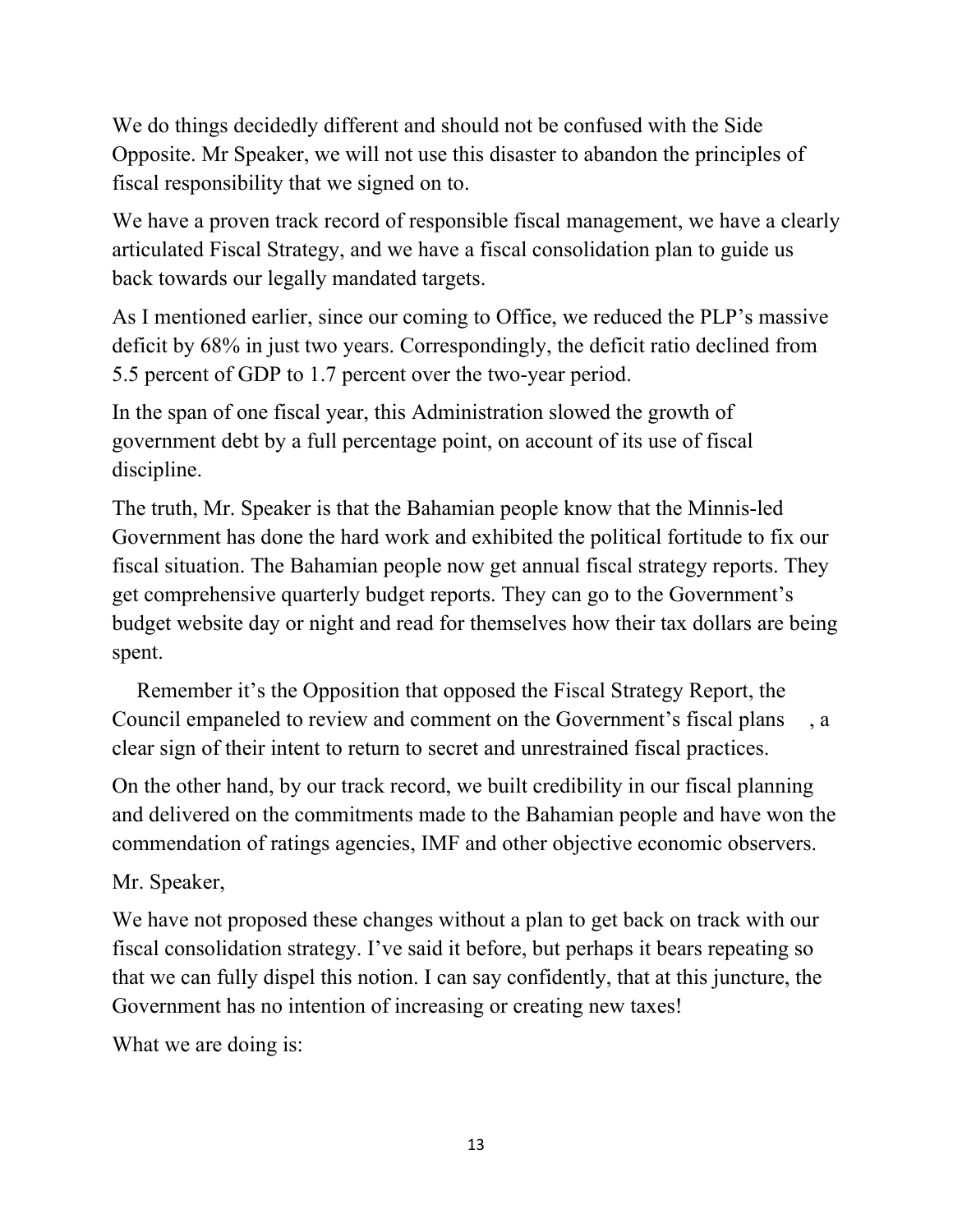We do things decidedly different and should not be confused with the Side Opposite. Mr Speaker, we will not use this disaster to abandon the principles of fiscal responsibility that we signed on to.

We have a proven track record of responsible fiscal management, we have a clearly articulated Fiscal Strategy, and we have a fiscal consolidation plan to guide us back towards our legally mandated targets.

As I mentioned earlier, since our coming to Office, we reduced the PLP's massive deficit by 68% in just two years. Correspondingly, the deficit ratio declined from 5.5 percent of GDP to 1.7 percent over the two-year period.

In the span of one fiscal year, this Administration slowed the growth of government debt by a full percentage point, on account of its use of fiscal discipline.

The truth, Mr. Speaker is that the Bahamian people know that the Minnis-led Government has done the hard work and exhibited the political fortitude to fix our fiscal situation. The Bahamian people now get annual fiscal strategy reports. They get comprehensive quarterly budget reports. They can go to the Government's budget website day or night and read for themselves how their tax dollars are being spent.

Remember it's the Opposition that opposed the Fiscal Strategy Report, the Council empaneled to review and comment on the Government's fiscal plans , a clear sign of their intent to return to secret and unrestrained fiscal practices.

On the other hand, by our track record, we built credibility in our fiscal planning and delivered on the commitments made to the Bahamian people and have won the commendation of ratings agencies, IMF and other objective economic observers.

Mr. Speaker,

We have not proposed these changes without a plan to get back on track with our fiscal consolidation strategy. I've said it before, but perhaps it bears repeating so that we can fully dispel this notion. I can say confidently, that at this juncture, the Government has no intention of increasing or creating new taxes!

What we are doing is: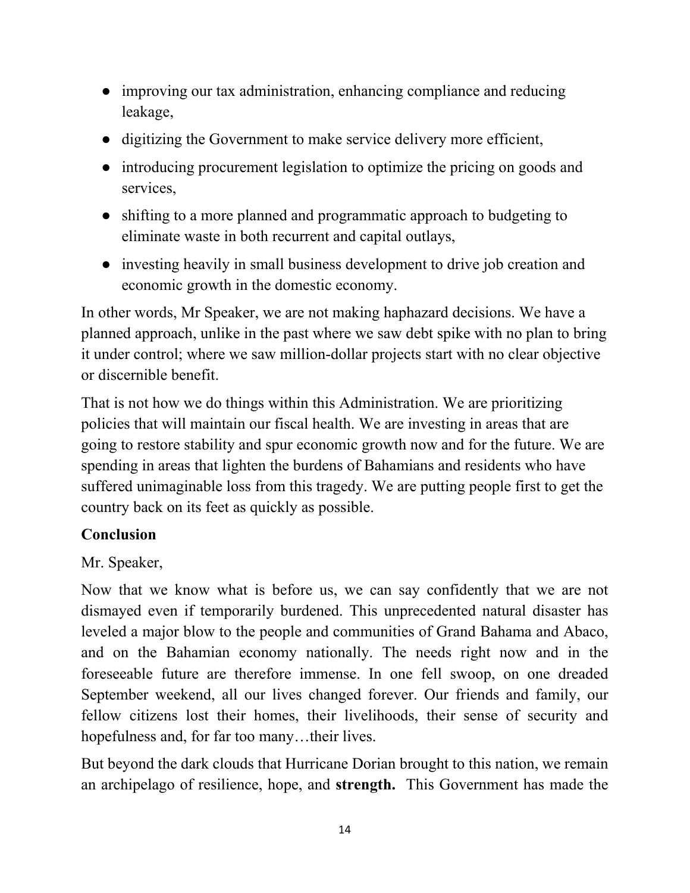- improving our tax administration, enhancing compliance and reducing leakage,
- digitizing the Government to make service delivery more efficient,
- introducing procurement legislation to optimize the pricing on goods and services,
- shifting to a more planned and programmatic approach to budgeting to eliminate waste in both recurrent and capital outlays,
- investing heavily in small business development to drive job creation and economic growth in the domestic economy.

In other words, Mr Speaker, we are not making haphazard decisions. We have a planned approach, unlike in the past where we saw debt spike with no plan to bring it under control; where we saw million-dollar projects start with no clear objective or discernible benefit.

That is not how we do things within this Administration. We are prioritizing policies that will maintain our fiscal health. We are investing in areas that are going to restore stability and spur economic growth now and for the future. We are spending in areas that lighten the burdens of Bahamians and residents who have suffered unimaginable loss from this tragedy. We are putting people first to get the country back on its feet as quickly as possible.

**Conclusion**

Mr. Speaker,

Now that we know what is before us, we can say confidently that we are not dismayed even if temporarily burdened. This unprecedented natural disaster has leveled a major blow to the people and communities of Grand Bahama and Abaco, and on the Bahamian economy nationally. The needs right now and in the foreseeable future are therefore immense. In one fell swoop, on one dreaded September weekend, all our lives changed forever. Our friends and family, our fellow citizens lost their homes, their livelihoods, their sense of security and hopefulness and, for far too many…their lives.

But beyond the dark clouds that Hurricane Dorian brought to this nation, we remain an archipelago of resilience, hope, and **strength.** This Government has made the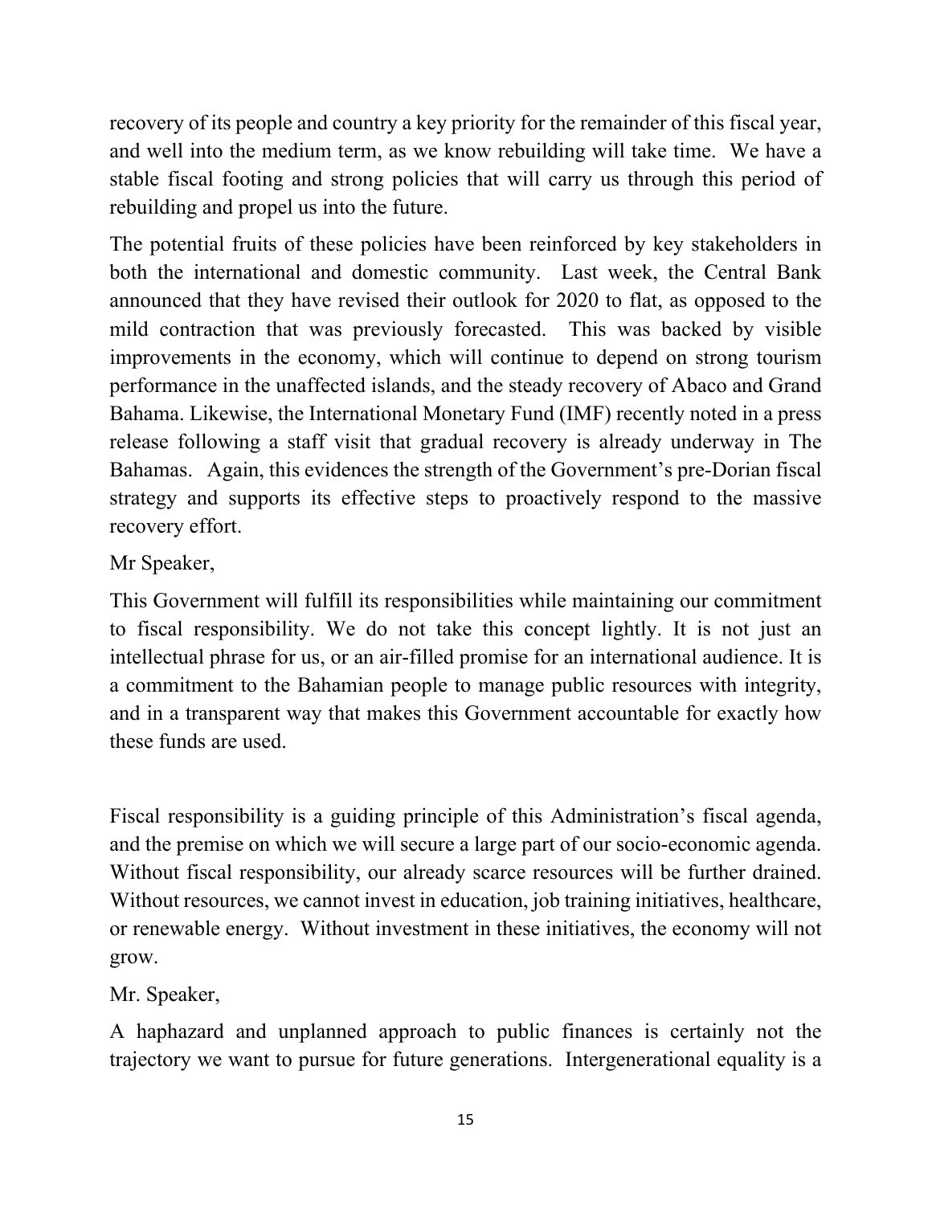recovery of its people and country a key priority for the remainder of this fiscal year, and well into the medium term, as we know rebuilding will take time. We have a stable fiscal footing and strong policies that will carry us through this period of rebuilding and propel us into the future.

The potential fruits of these policies have been reinforced by key stakeholders in both the international and domestic community. Last week, the Central Bank announced that they have revised their outlook for 2020 to flat, as opposed to the mild contraction that was previously forecasted. This was backed by visible improvements in the economy, which will continue to depend on strong tourism performance in the unaffected islands, and the steady recovery of Abaco and Grand Bahama. Likewise, the International Monetary Fund (IMF) recently noted in a press release following a staff visit that gradual recovery is already underway in The Bahamas. Again, this evidences the strength of the Government's pre-Dorian fiscal strategy and supports its effective steps to proactively respond to the massive recovery effort.

Mr Speaker,

This Government will fulfill its responsibilities while maintaining our commitment to fiscal responsibility. We do not take this concept lightly. It is not just an intellectual phrase for us, or an air-filled promise for an international audience. It is a commitment to the Bahamian people to manage public resources with integrity, and in a transparent way that makes this Government accountable for exactly how these funds are used.

Fiscal responsibility is a guiding principle of this Administration's fiscal agenda, and the premise on which we will secure a large part of our socio-economic agenda. Without fiscal responsibility, our already scarce resources will be further drained. Without resources, we cannot invest in education, job training initiatives, healthcare, or renewable energy. Without investment in these initiatives, the economy will not grow.

Mr. Speaker,

A haphazard and unplanned approach to public finances is certainly not the trajectory we want to pursue for future generations. Intergenerational equality is a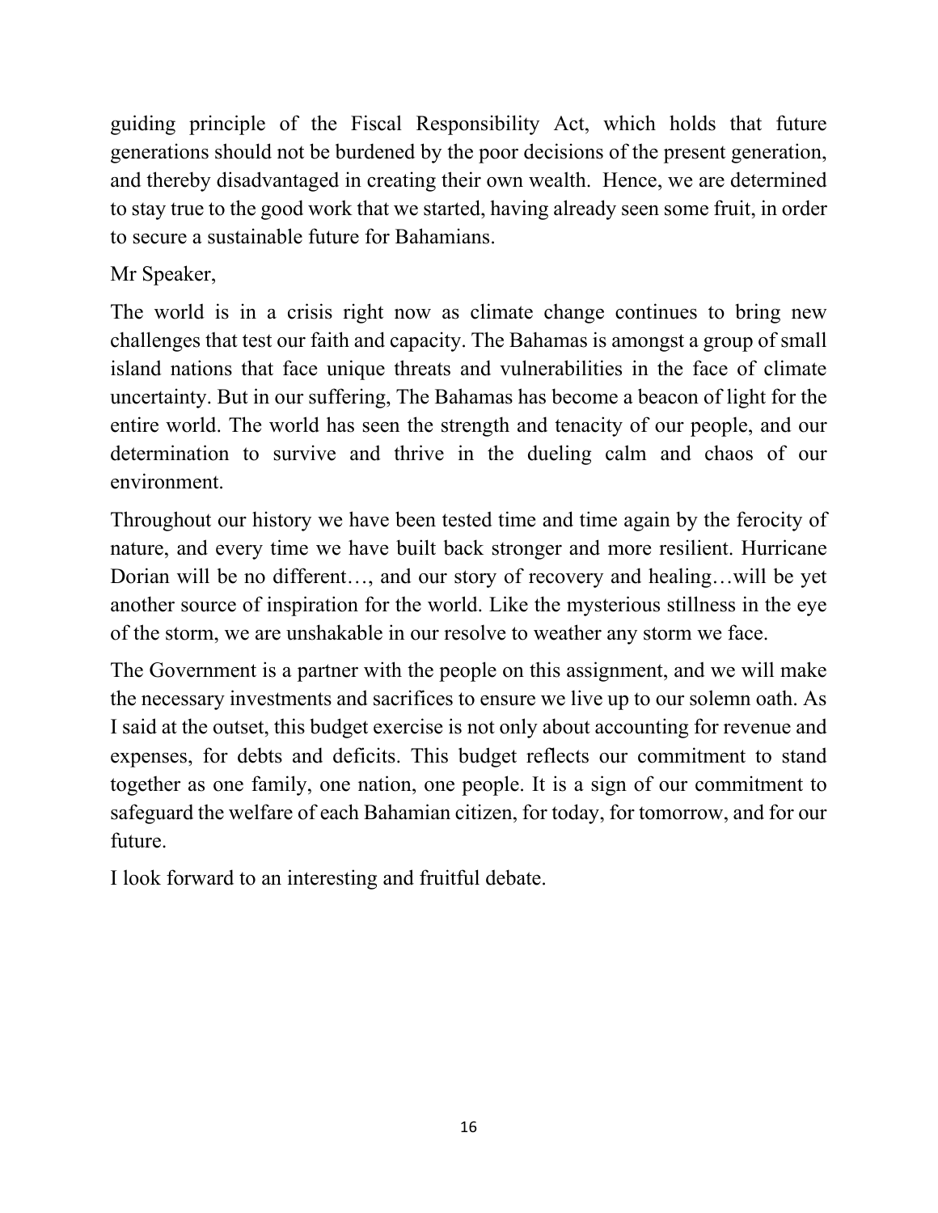guiding principle of the Fiscal Responsibility Act, which holds that future generations should not be burdened by the poor decisions of the present generation, and thereby disadvantaged in creating their own wealth. Hence, we are determined to stay true to the good work that we started, having already seen some fruit, in order to secure a sustainable future for Bahamians.

Mr Speaker,

The world is in a crisis right now as climate change continues to bring new challenges that test our faith and capacity. The Bahamas is amongst a group of small island nations that face unique threats and vulnerabilities in the face of climate uncertainty. But in our suffering, The Bahamas has become a beacon of light for the entire world. The world has seen the strength and tenacity of our people, and our determination to survive and thrive in the dueling calm and chaos of our environment.

Throughout our history we have been tested time and time again by the ferocity of nature, and every time we have built back stronger and more resilient. Hurricane Dorian will be no different…, and our story of recovery and healing…will be yet another source of inspiration for the world. Like the mysterious stillness in the eye of the storm, we are unshakable in our resolve to weather any storm we face.

The Government is a partner with the people on this assignment, and we will make the necessary investments and sacrifices to ensure we live up to our solemn oath. As I said at the outset, this budget exercise is not only about accounting for revenue and expenses, for debts and deficits. This budget reflects our commitment to stand together as one family, one nation, one people. It is a sign of our commitment to safeguard the welfare of each Bahamian citizen, for today, for tomorrow, and for our future.

I look forward to an interesting and fruitful debate.